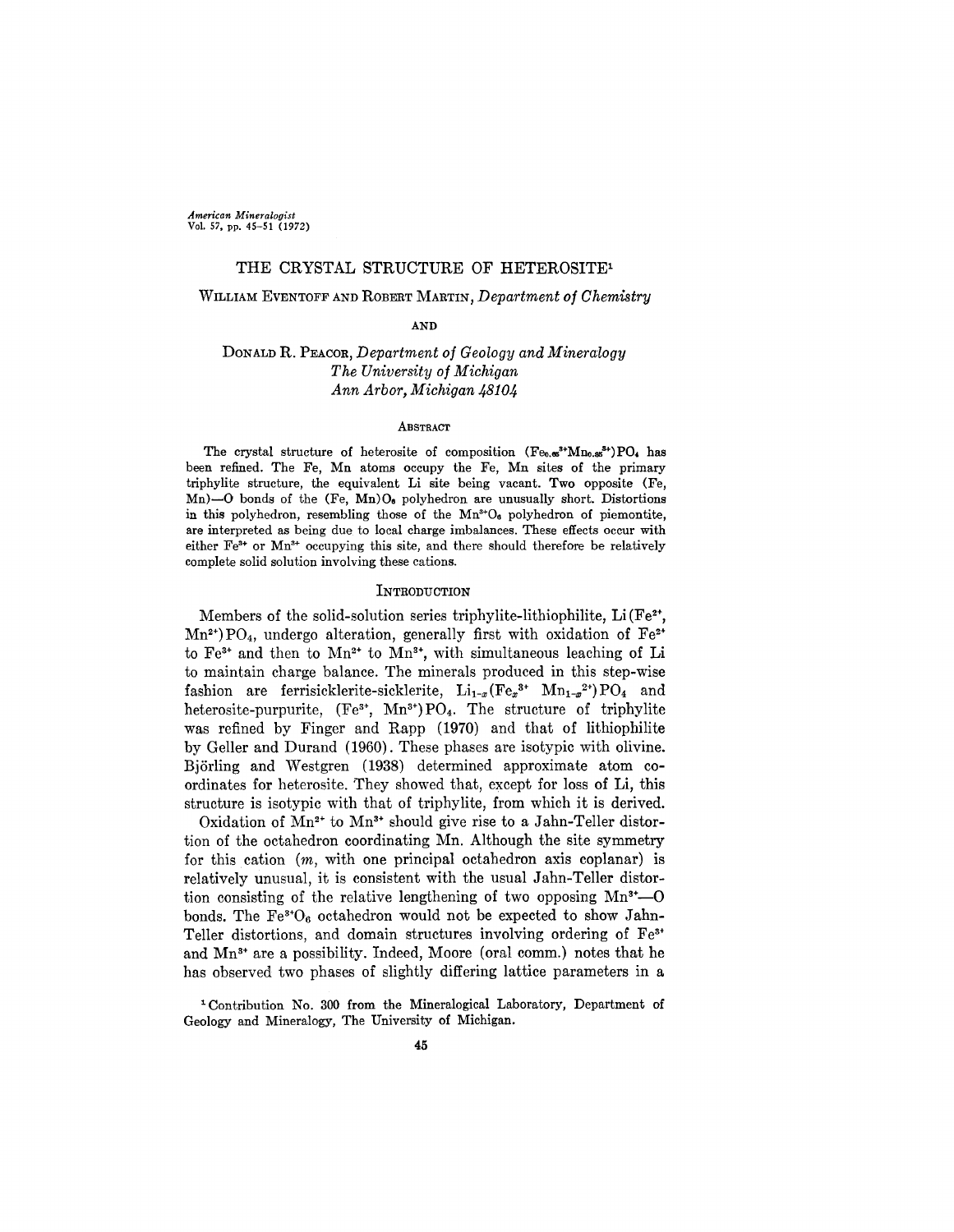# THE CRYSTAL STRUCTURE OF HETEROSITE[1]

WILLIAM EVENTOFF AND ROBERT MARTIN, *Department of Chemistry*

AND

DONALD R. PEACOR, *Department of Geology and Mineralogy The University of Michigan Ann Arbor, Michigan 48104*

## ABSTRACT

The crystal structure of heterosite of composition $(Fe_{0.65}^{3+}Mn_{0.35}^{3+})PO_4$ has been refined. The Fe, Mn atoms occupy the Fe, Mn sites of the primary triphylite structure, the equivalent Li site being vacant. Two opposite (Fe, Mn)—O bonds of the (Fe, Mn)$O_6$ polyhedron are unusually short. Distortions in this polyhedron, resembling those of the $Mn^{3+}O_6$ polyhedron of piemontite, are interpreted as being due to local charge imbalances. These effects occur with either $Fe^{3+}$ or $Mn^{3+}$ occupying this site, and there should therefore be relatively complete solid solution involving these cations.

## INTRODUCTION

Members of the solid-solution series triphylite-lithiophilite, Li($Fe^{2+}$, $Mn^{2+}$)$PO_4$, undergo alteration, generally first with oxidation of $Fe^{2+}$ to $Fe^{3+}$ and then to $Mn^{2+}$ to $Mn^{3+}$, with simultaneous leaching of Li to maintain charge balance. The minerals produced in this step-wise fashion are ferrisicklerite-sicklerite, $Li_{1-x}(Fe_x^{3+}\ Mn_{1-x}^{2+})PO_4$ and heterosite-purpurite, ($Fe^{3+}$, $Mn^{3+}$)$PO_4$. The structure of triphylite was refined by Finger and Rapp (1970) and that of lithiophilite by Geller and Durand (1960). These phases are isotypic with olivine. Björling and Westgren (1938) determined approximate atom coordinates for heterosite. They showed that, except for loss of Li, this structure is isotypic with that of triphylite, from which it is derived.

Oxidation of $Mn^{2+}$ to $Mn^{3+}$ should give rise to a Jahn-Teller distortion of the octahedron coordinating Mn. Although the site symmetry for this cation (*m*, with one principal octahedron axis coplanar) is relatively unusual, it is consistent with the usual Jahn-Teller distortion consisting of the relative lengthening of two opposing $Mn^{3+}$—O bonds. The $Fe^{3+}O_6$ octahedron would not be expected to show Jahn-Teller distortions, and domain structures involving ordering of $Fe^{3+}$ and $Mn^{3+}$ are a possibility. Indeed, Moore (oral comm.) notes that he has observed two phases of slightly differing lattice parameters in a

[1] Contribution No. 300 from the Mineralogical Laboratory, Department of Geology and Mineralogy, The University of Michigan.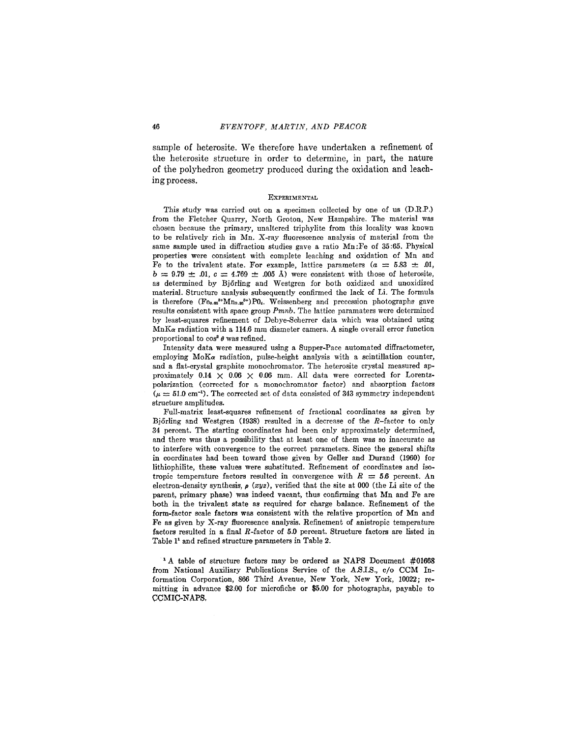sample of heterosite. We therefore have undertaken a refinement of the heterosite structure in order to determine, in part, the nature of the polyhedron geometry produced during the oxidation and leaching process.

## Experimental

This study was carried out on a specimen collected by one of us (D.R.P.) from the Fletcher Quarry, North Groton, New Hampshire. The material was chosen because the primary, unaltered triphylite from this locality was known to be relatively rich in Mn. X-ray fluorescence analysis of material from the same sample used in diffraction studies gave a ratio Mn:Fe of 35:65. Physical properties were consistent with complete leaching and oxidation of Mn and Fe to the trivalent state. For example, lattice parameters ($a = 5.83 \pm .01$, $b = 9.79 \pm .01$, $c = 4.769 \pm .005$ Å) were consistent with those of heterosite, as determined by Björling and Westgren for both oxidized and unoxidized material. Structure analysis subsequently confirmed the lack of Li. The formula is therefore $(Fe_{0.65}^{3+}Mn_{0.35}^{3+})PO_4$. Weissenberg and precession photographs gave results consistent with space group *Pmnb*. The lattice paramaters were determined by least-squares refinement of Debye-Scherrer data which was obtained using MnK$\alpha$ radiation with a 114.6 mm diameter camera. A single overall error function proportional to $\cos^2 \theta$ was refined.

Intensity data were measured using a Supper-Pace automated diffractometer, employing MoK$\alpha$ radiation, pulse-height analysis with a scintillation counter, and a flat-crystal graphite monochromator. The heterosite crystal measured approximately $0.14 \times 0.06 \times 0.06$ mm. All data were corrected for Lorentz-polarization (corrected for a monochromator factor) and absorption factors ($\mu = 51.0$ cm$^{-1}$). The corrected set of data consisted of 343 symmetry independent structure amplitudes.

Full-matrix least-squares refinement of fractional coordinates as given by Björling and Westgren (1938) resulted in a decrease of the *R*-factor to only 34 percent. The starting coordinates had been only approximately determined, and there was thus a possibility that at least one of them was so inaccurate as to interfere with convergence to the correct parameters. Since the general shifts in coordinates had been toward those given by Geller and Durand (1960) for lithiophilite, these values were substituted. Refinement of coordinates and isotropic temperature factors resulted in convergence with $R = 5.6$ percent. An electron-density synthesis, $\rho\,(xyz)$, verified that the site at 000 (the Li site of the parent, primary phase) was indeed vacant, thus confirming that Mn and Fe are both in the trivalent state as required for charge balance. Refinement of the form-factor scale factors was consistent with the relative proportion of Mn and Fe as given by X-ray fluoresence analysis. Refinement of anistropic temperature factors resulted in a final *R*-factor of 5.0 percent. Structure factors are listed in Table 1[1] and refined structure parameters in Table 2.

[1] A table of structure factors may be ordered as NAPS Document #01668 from National Auxiliary Publications Service of the A.S.I.S., c/o CCM Information Corporation, 866 Third Avenue, New York, New York, 10022; remitting in advance \$2.00 for microfiche or \$5.00 for photographs, payable to CCMIC-NAPS.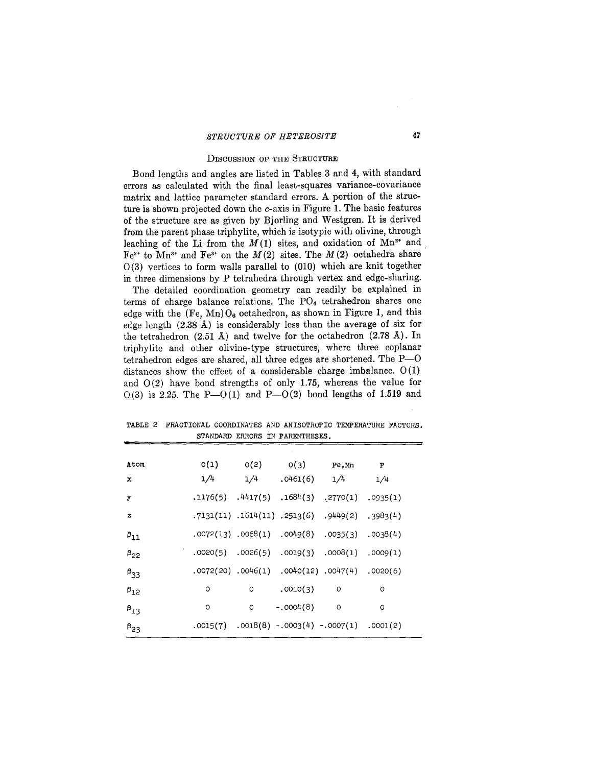## Discussion of the Structure

Bond lengths and angles are listed in Tables 3 and 4, with standard errors as calculated with the final least-squares variance-covariance matrix and lattice parameter standard errors. A portion of the structure is shown projected down the *c*-axis in Figure 1. The basic features of the structure are as given by Bjorling and Westgren. It is derived from the parent phase triphylite, which is isotypic with olivine, through leaching of the Li from the *M*(1) sites, and oxidation of $Mn^{2+}$ and $Fe^{2+}$ to $Mn^{3+}$ and $Fe^{3+}$ on the *M*(2) sites. The *M*(2) octahedra share O(3) vertices to form walls parallel to (010) which are knit together in three dimensions by P tetrahedra through vertex and edge-sharing.

The detailed coordination geometry can readily be explained in terms of charge balance relations. The $PO_4$ tetrahedron shares one edge with the (Fe, Mn)$O_6$ octahedron, as shown in Figure 1, and this edge length (2.38 Å) is considerably less than the average of six for the tetrahedron (2.51 Å) and twelve for the octahedron (2.78 Å). In triphylite and other olivine-type structures, where three coplanar tetrahedron edges are shared, all three edges are shortened. The P—O distances show the effect of a considerable charge imbalance. O(1) and O(2) have bond strengths of only 1.75, whereas the value for O(3) is 2.25. The P—O(1) and P—O(2) bond lengths of 1.519 and

TABLE 2 FRACTIONAL COORDINATES AND ANISOTROPIC TEMPERATURE FACTORS. STANDARD ERRORS IN PARENTHESES.

| Atom | O(1) | O(2) | O(3) | Fe,Mn | P |
|---|---|---|---|---|---|
| x | 1/4 | 1/4 | .0461(6) | 1/4 | 1/4 |
| y | .1176(5) | .4417(5) | .1684(3) | .2770(1) | .0935(1) |
| z | .7131(11) | .1614(11) | .2513(6) | .9449(2) | .3983(4) |
| $\beta_{11}$ | .0072(13) | .0068(1) | .0049(8) | .0035(3) | .0038(4) |
| $\beta_{22}$ | .0020(5) | .0026(5) | .0019(3) | .0008(1) | .0009(1) |
| $\beta_{33}$ | .0072(20) | .0046(1) | .0040(12) | .0047(4) | .0020(6) |
| $\beta_{12}$ | 0 | 0 | .0010(3) | 0 | 0 |
| $\beta_{13}$ | 0 | 0 | -.0004(8) | 0 | 0 |
| $\beta_{23}$ | .0015(7) | .0018(8) | -.0003(4) | -.0007(1) | .0001(2) |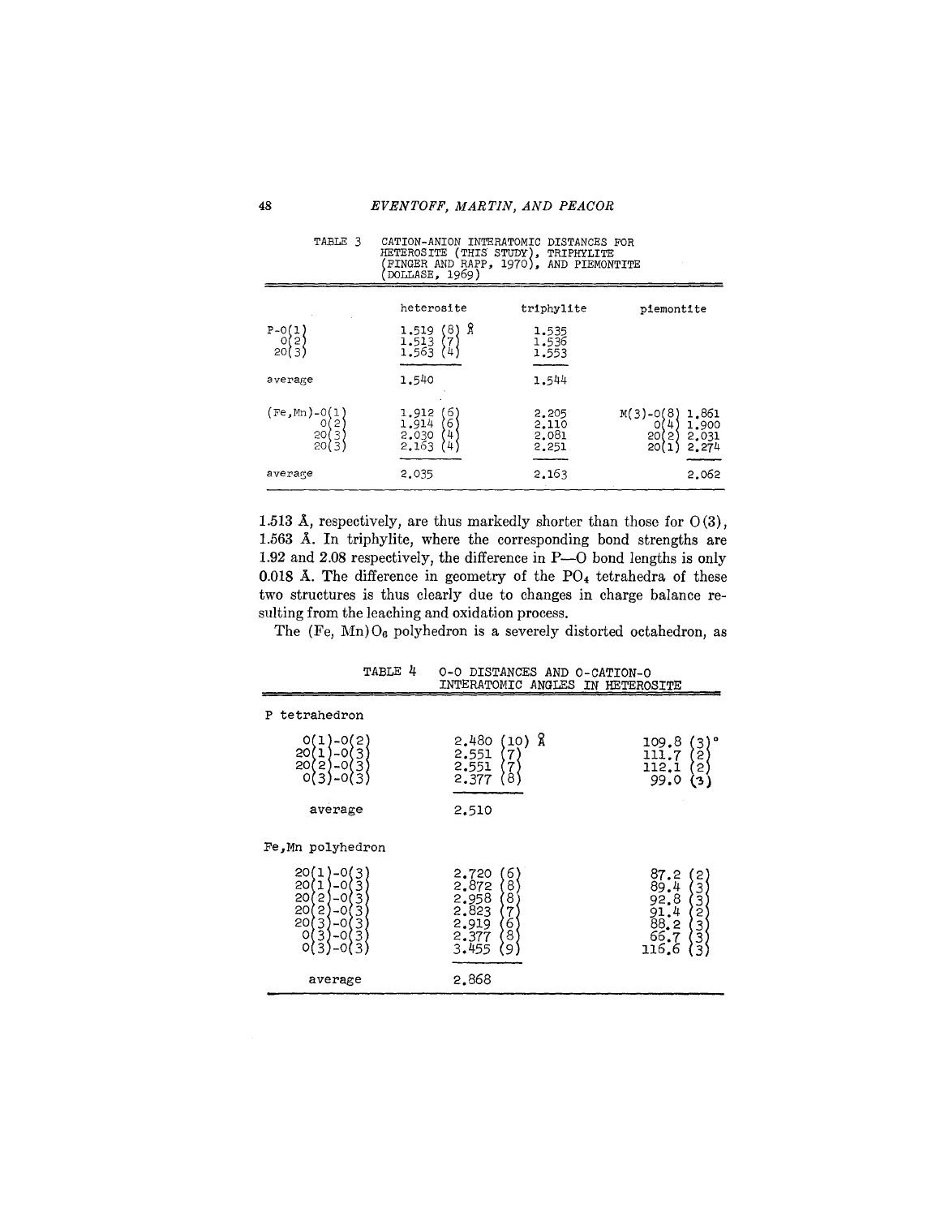TABLE 3 CATION-ANION INTERATOMIC DISTANCES FOR HETEROSITE (THIS STUDY), TRIPHYLITE (FINGER AND RAPP, 1970), AND PIEMONTITE (DOLLASE, 1969)

| | heterosite | triphylite | piemontite | |
|---|---|---|---|---|
| P-O(1) | 1.519 (8) Å | 1.535 | | |
| O(2) | 1.513 (7) | 1.536 | | |
| 2O(3) | 1.563 (4) | 1.553 | | |
| average | 1.540 | 1.544 | | |
| (Fe,Mn)-O(1) | 1.912 (6) | 2.205 | M(3)-O(8) | 1.861 |
| O(2) | 1.914 (6) | 2.110 | O(4) | 1.900 |
| 2O(3) | 2.030 (4) | 2.081 | 2O(2) | 2.031 |
| 2O(3) | 2.163 (4) | 2.251 | 2O(1) | 2.274 |
| average | 2.035 | 2.163 | | 2.062 |

1.513 Å, respectively, are thus markedly shorter than those for O(3), 1.563 Å. In triphylite, where the corresponding bond strengths are 1.92 and 2.08 respectively, the difference in P—O bond lengths is only 0.018 Å. The difference in geometry of the $PO_4$ tetrahedra of these two structures is thus clearly due to changes in charge balance resulting from the leaching and oxidation process.

The (Fe, Mn)$O_6$ polyhedron is a severely distorted octahedron, as

TABLE 4 O-O DISTANCES AND O-CATION-O INTERATOMIC ANGLES IN HETEROSITE

| | | |
|---|---|---|
| **P tetrahedron** | | |
| O(1)-O(2) | 2.480 (10) Å | 109.8 (3)° |
| 2O(1)-O(3) | 2.551 (7) | 111.7 (2) |
| 2O(2)-O(3) | 2.551 (7) | 112.1 (2) |
| O(3)-O(3) | 2.377 (8) | 99.0 (3) |
| average | 2.510 | |
| **Fe,Mn polyhedron** | | |
| 2O(1)-O(3) | 2.720 (6) | 87.2 (2) |
| 2O(1)-O(3) | 2.872 (8) | 89.4 (3) |
| 2O(2)-O(3) | 2.958 (8) | 92.8 (3) |
| 2O(2)-O(3) | 2.823 (7) | 91.4 (2) |
| 2O(3)-O(3) | 2.919 (6) | 88.2 (3) |
| O(3)-O(3) | 2.377 (8) | 66.7 (3) |
| O(3)-O(3) | 3.455 (9) | 116.6 (3) |
| average | 2.868 | |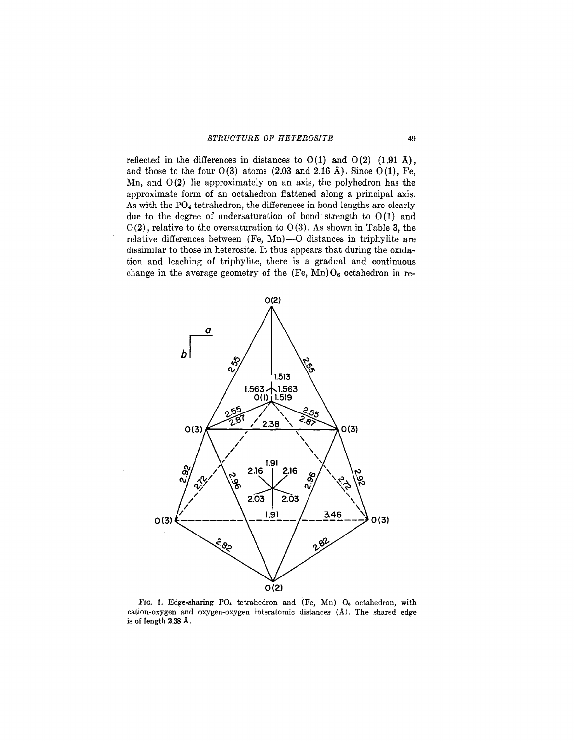reflected in the differences in distances to O(1) and O(2) (1.91 Å), and those to the four O(3) atoms (2.03 and 2.16 Å). Since O(1), Fe, Mn, and O(2) lie approximately on an axis, the polyhedron has the approximate form of an octahedron flattened along a principal axis. As with the $PO_4$ tetrahedron, the differences in bond lengths are clearly due to the degree of undersaturation of bond strength to O(1) and O(2), relative to the oversaturation to O(3). As shown in Table 3, the relative differences between (Fe, Mn)—O distances in triphylite are dissimilar to those in heterosite. It thus appears that during the oxidation and leaching of triphylite, there is a gradual and continuous change in the average geometry of the (Fe, Mn)$O_6$ octahedron in re-

FIG. 1. Edge-sharing $PO_4$ tetrahedron and (Fe, Mn) $O_6$ octahedron, with cation-oxygen and oxygen-oxygen interatomic distances (Å). The shared edge is of length 2.38 Å.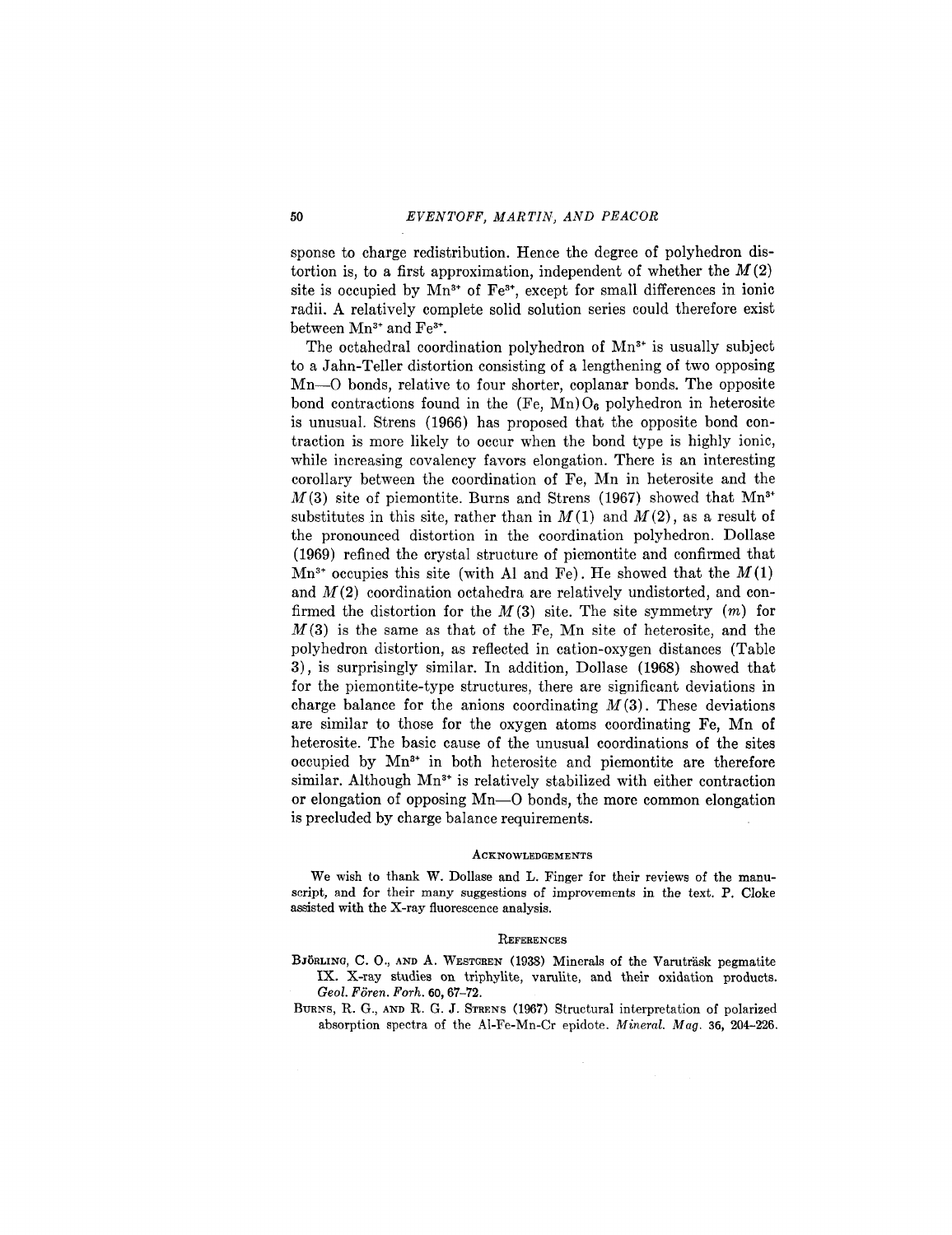sponse to charge redistribution. Hence the degree of polyhedron distortion is, to a first approximation, independent of whether the $M(2)$ site is occupied by $Mn^{3+}$ of $Fe^{3+}$, except for small differences in ionic radii. A relatively complete solid solution series could therefore exist between $Mn^{3+}$ and $Fe^{3+}$.

The octahedral coordination polyhedron of $Mn^{3+}$ is usually subject to a Jahn-Teller distortion consisting of a lengthening of two opposing Mn—O bonds, relative to four shorter, coplanar bonds. The opposite bond contractions found in the (Fe, Mn)$O_6$ polyhedron in heterosite is unusual. Strens (1966) has proposed that the opposite bond contraction is more likely to occur when the bond type is highly ionic, while increasing covalency favors elongation. There is an interesting corollary between the coordination of Fe, Mn in heterosite and the $M(3)$ site of piemontite. Burns and Strens (1967) showed that $Mn^{3+}$ substitutes in this site, rather than in $M(1)$ and $M(2)$, as a result of the pronounced distortion in the coordination polyhedron. Dollase (1969) refined the crystal structure of piemontite and confirmed that $Mn^{3+}$ occupies this site (with Al and Fe). He showed that the $M(1)$ and $M(2)$ coordination octahedra are relatively undistorted, and confirmed the distortion for the $M(3)$ site. The site symmetry ($m$) for $M(3)$ is the same as that of the Fe, Mn site of heterosite, and the polyhedron distortion, as reflected in cation-oxygen distances (Table 3), is surprisingly similar. In addition, Dollase (1968) showed that for the piemontite-type structures, there are significant deviations in charge balance for the anions coordinating $M(3)$. These deviations are similar to those for the oxygen atoms coordinating Fe, Mn of heterosite. The basic cause of the unusual coordinations of the sites occupied by $Mn^{3+}$ in both heterosite and piemontite are therefore similar. Although $Mn^{3+}$ is relatively stabilized with either contraction or elongation of opposing Mn—O bonds, the more common elongation is precluded by charge balance requirements.

## Acknowledgements

We wish to thank W. Dollase and L. Finger for their reviews of the manuscript, and for their many suggestions of improvements in the text. P. Cloke assisted with the X-ray fluorescence analysis.

## References

Björling, C. O., and A. Westgren (1938) Minerals of the Varuträsk pegmatite IX. X-ray studies on triphylite, varulite, and their oxidation products. *Geol. Fören. Forh.* 60, 67–72.

Burns, R. G., and R. G. J. Strens (1967) Structural interpretation of polarized absorption spectra of the Al-Fe-Mn-Cr epidote. *Mineral. Mag.* 36, 204–226.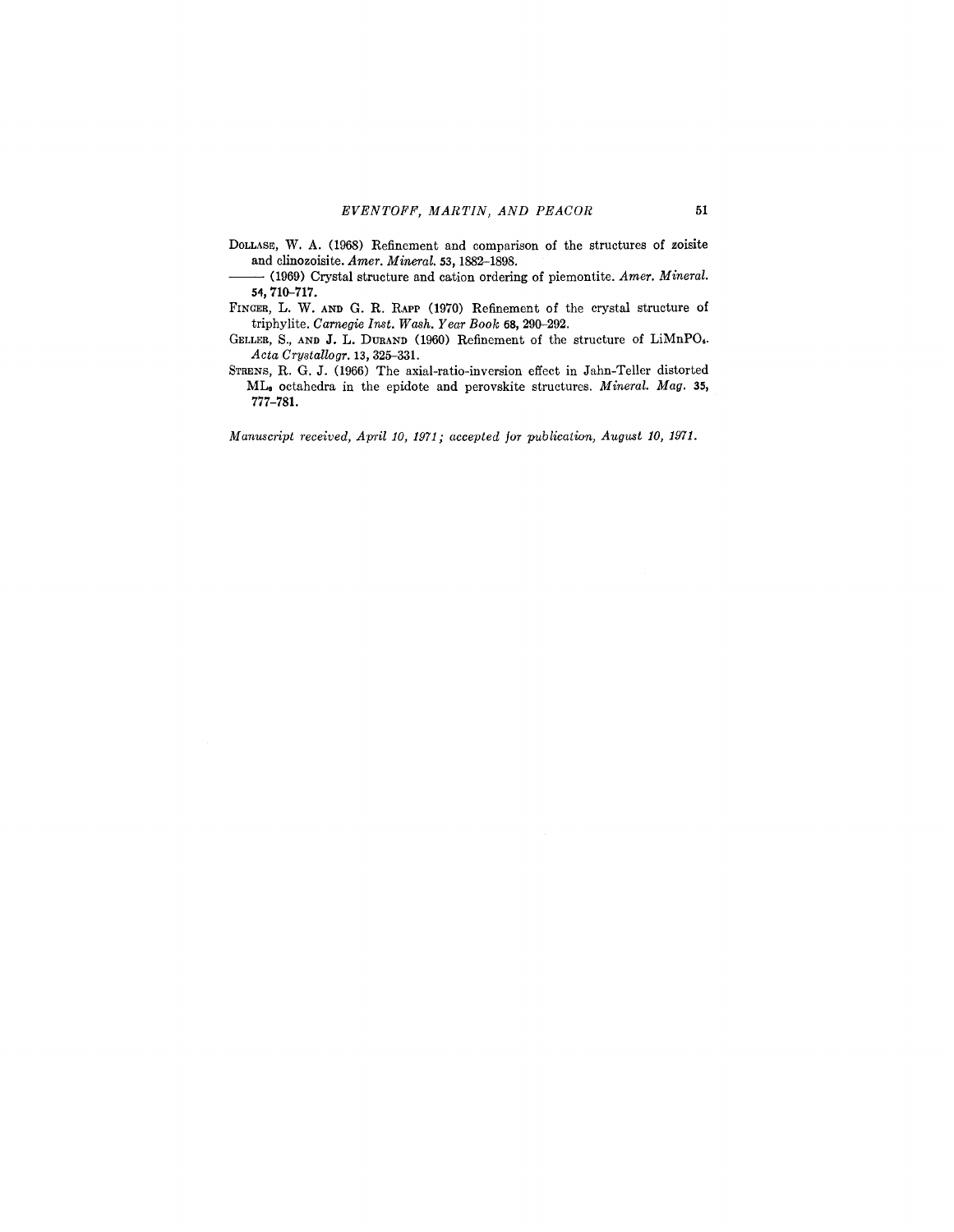DOLLASE, W. A. (1968) Refinement and comparison of the structures of zoisite and clinozoisite. *Amer. Mineral.* **53**, 1882–1898.

——— (1969) Crystal structure and cation ordering of piemontite. *Amer. Mineral.* **54**, 710–717.

FINGER, L. W. AND G. R. RAPP (1970) Refinement of the crystal structure of triphylite. *Carnegie Inst. Wash. Year Book* **68**, 290–292.

GELLER, S., AND J. L. DURAND (1960) Refinement of the structure of $LiMnPO_4$. *Acta Crystallogr.* **13**, 325–331.

STRENS, R. G. J. (1966) The axial-ratio-inversion effect in Jahn-Teller distorted $ML_6$ octahedra in the epidote and perovskite structures. *Mineral. Mag.* **35**, 777–781.

*Manuscript received, April 10, 1971; accepted for publication, August 10, 1971.*